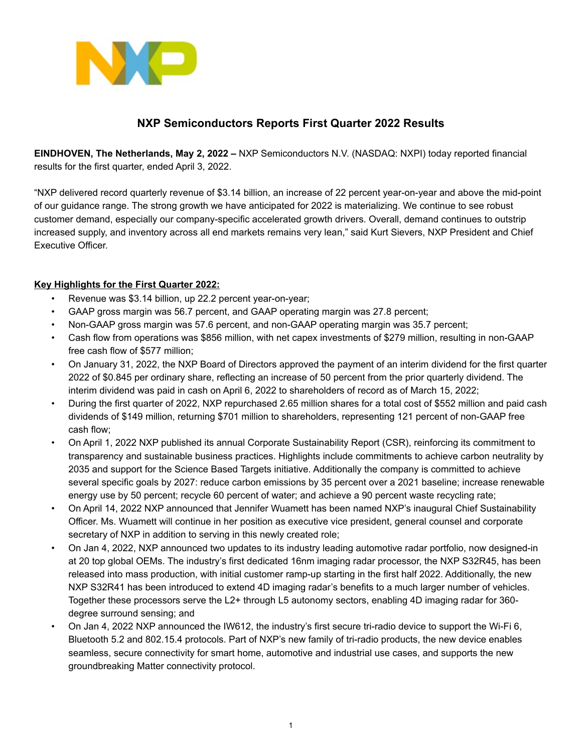# NXP Semiconductors Reports First Quarter 2022 Results

**EINDHOVEN, The Netherlands, May 2, 2022 –** NXP Semiconductors N.V. (NASDAQ: NXPI) today reported financial results for the first quarter, ended April 3, 2022.

"NXP delivered record quarterly revenue of $3.14 billion, an increase of 22 percent year-on-year and above the mid-point of our guidance range. The strong growth we have anticipated for 2022 is materializing. We continue to see robust customer demand, especially our company-specific accelerated growth drivers. Overall, demand continues to outstrip increased supply, and inventory across all end markets remains very lean," said Kurt Sievers, NXP President and Chief Executive Officer.

## Key Highlights for the First Quarter 2022:

- Revenue was $3.14 billion, up 22.2 percent year-on-year;
- GAAP gross margin was 56.7 percent, and GAAP operating margin was 27.8 percent;
- Non-GAAP gross margin was 57.6 percent, and non-GAAP operating margin was 35.7 percent;
- Cash flow from operations was $856 million, with net capex investments of $279 million, resulting in non-GAAP free cash flow of $577 million;
- On January 31, 2022, the NXP Board of Directors approved the payment of an interim dividend for the first quarter 2022 of $0.845 per ordinary share, reflecting an increase of 50 percent from the prior quarterly dividend. The interim dividend was paid in cash on April 6, 2022 to shareholders of record as of March 15, 2022;
- During the first quarter of 2022, NXP repurchased 2.65 million shares for a total cost of $552 million and paid cash dividends of $149 million, returning $701 million to shareholders, representing 121 percent of non-GAAP free cash flow;
- On April 1, 2022 NXP published its annual Corporate Sustainability Report (CSR), reinforcing its commitment to transparency and sustainable business practices. Highlights include commitments to achieve carbon neutrality by 2035 and support for the Science Based Targets initiative. Additionally the company is committed to achieve several specific goals by 2027: reduce carbon emissions by 35 percent over a 2021 baseline; increase renewable energy use by 50 percent; recycle 60 percent of water; and achieve a 90 percent waste recycling rate;
- On April 14, 2022 NXP announced that Jennifer Wuamett has been named NXP's inaugural Chief Sustainability Officer. Ms. Wuamett will continue in her position as executive vice president, general counsel and corporate secretary of NXP in addition to serving in this newly created role;
- On Jan 4, 2022, NXP announced two updates to its industry leading automotive radar portfolio, now designed-in at 20 top global OEMs. The industry's first dedicated 16nm imaging radar processor, the NXP S32R45, has been released into mass production, with initial customer ramp-up starting in the first half 2022. Additionally, the new NXP S32R41 has been introduced to extend 4D imaging radar's benefits to a much larger number of vehicles. Together these processors serve the L2+ through L5 autonomy sectors, enabling 4D imaging radar for 360-degree surround sensing; and
- On Jan 4, 2022 NXP announced the IW612, the industry's first secure tri-radio device to support the Wi-Fi 6, Bluetooth 5.2 and 802.15.4 protocols. Part of NXP's new family of tri-radio products, the new device enables seamless, secure connectivity for smart home, automotive and industrial use cases, and supports the new groundbreaking Matter connectivity protocol.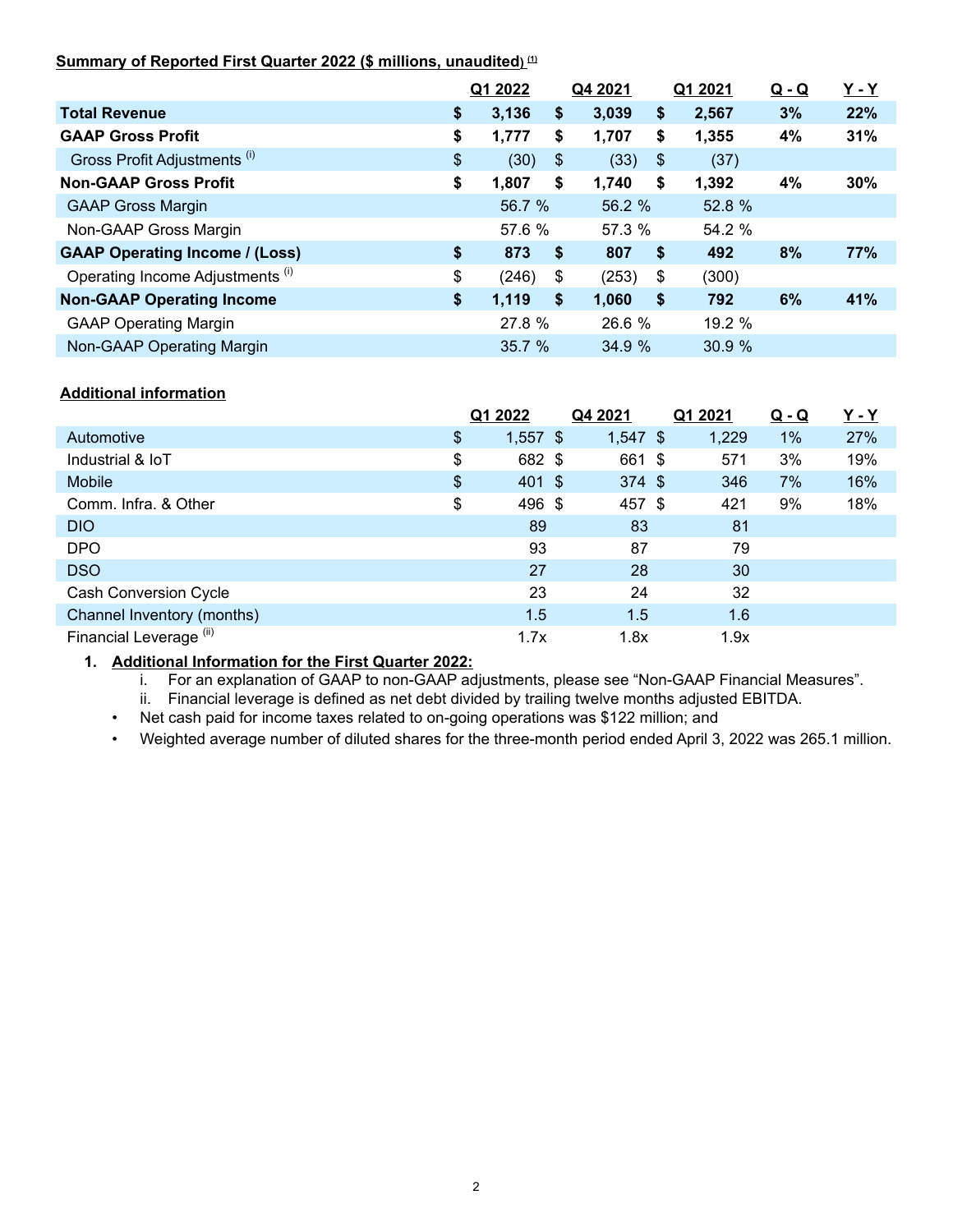**Summary of Reported First Quarter 2022 ($ millions, unaudited)** [1]

| | Q1 2022 | Q4 2021 | Q1 2021 | Q - Q | Y - Y |
|---|---|---|---|---|---|
| **Total Revenue** | **$ 3,136** | **$ 3,039** | **$ 2,567** | **3%** | **22%** |
| **GAAP Gross Profit** | **$ 1,777** | **$ 1,707** | **$ 1,355** | **4%** | **31%** |
| Gross Profit Adjustments [i] | $ (30) | $ (33) | $ (37) | | |
| **Non-GAAP Gross Profit** | **$ 1,807** | **$ 1,740** | **$ 1,392** | **4%** | **30%** |
| GAAP Gross Margin | 56.7 % | 56.2 % | 52.8 % | | |
| Non-GAAP Gross Margin | 57.6 % | 57.3 % | 54.2 % | | |
| **GAAP Operating Income / (Loss)** | **$ 873** | **$ 807** | **$ 492** | **8%** | **77%** |
| Operating Income Adjustments [i] | $ (246) | $ (253) | $ (300) | | |
| **Non-GAAP Operating Income** | **$ 1,119** | **$ 1,060** | **$ 792** | **6%** | **41%** |
| GAAP Operating Margin | 27.8 % | 26.6 % | 19.2 % | | |
| Non-GAAP Operating Margin | 35.7 % | 34.9 % | 30.9 % | | |

**Additional information**

| | Q1 2022 | Q4 2021 | Q1 2021 | Q - Q | Y - Y |
|---|---|---|---|---|---|
| Automotive | $ 1,557 | $ 1,547 | $ 1,229 | 1% | 27% |
| Industrial & IoT | $ 682 | $ 661 | $ 571 | 3% | 19% |
| Mobile | $ 401 | $ 374 | $ 346 | 7% | 16% |
| Comm. Infra. & Other | $ 496 | $ 457 | $ 421 | 9% | 18% |
| DIO | 89 | 83 | 81 | | |
| DPO | 93 | 87 | 79 | | |
| DSO | 27 | 28 | 30 | | |
| Cash Conversion Cycle | 23 | 24 | 32 | | |
| Channel Inventory (months) | 1.5 | 1.5 | 1.6 | | |
| Financial Leverage [ii] | 1.7x | 1.8x | 1.9x | | |

1. **Additional Information for the First Quarter 2022:**
   i. For an explanation of GAAP to non-GAAP adjustments, please see "Non-GAAP Financial Measures".
   ii. Financial leverage is defined as net debt divided by trailing twelve months adjusted EBITDA.
   - Net cash paid for income taxes related to on-going operations was $122 million; and
   - Weighted average number of diluted shares for the three-month period ended April 3, 2022 was 265.1 million.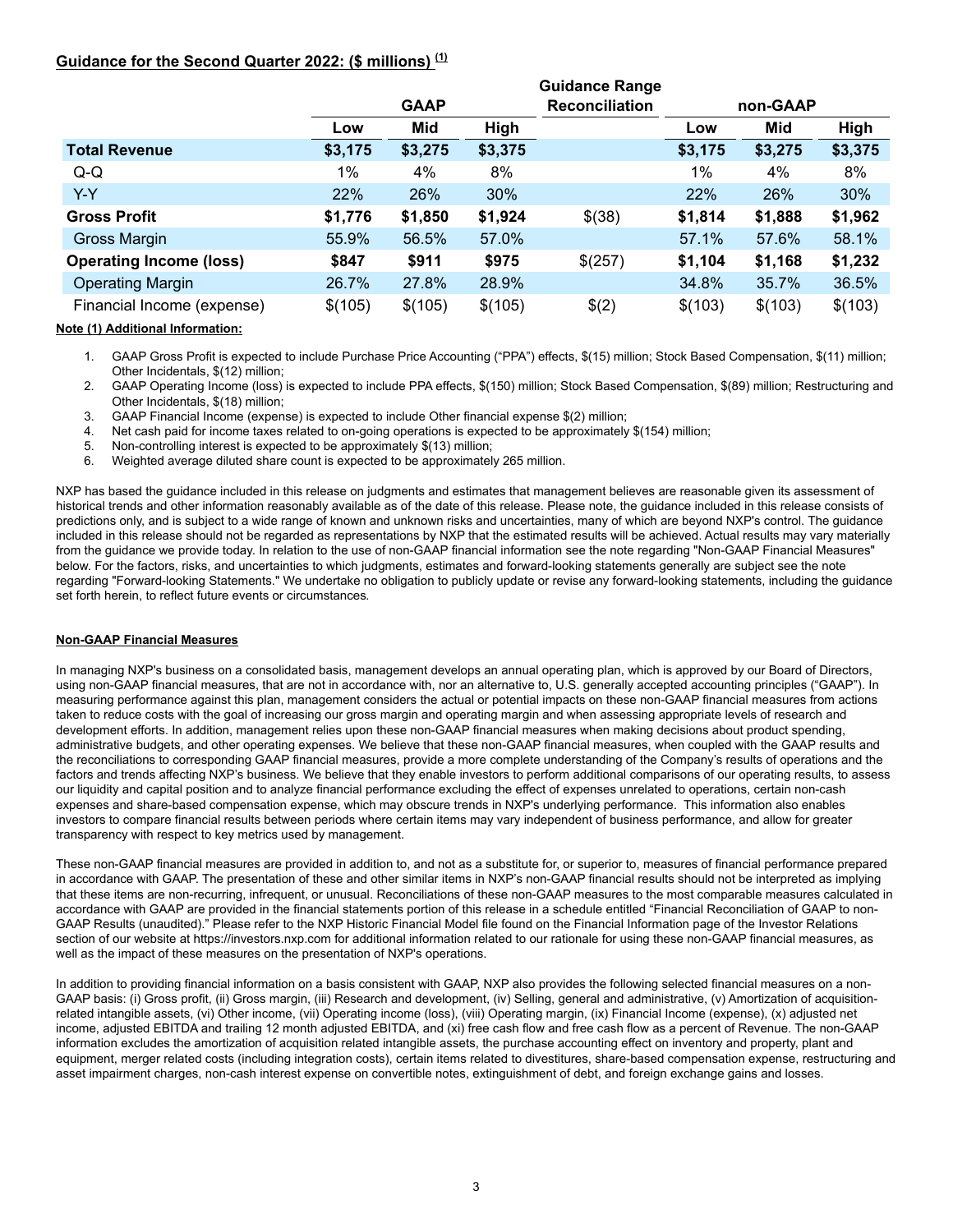## Guidance for the Second Quarter 2022: ($ millions) [(1)]

| | GAAP | | | Guidance Range Reconciliation | non-GAAP | | |
|---|---|---|---|---|---|---|---|
| | Low | Mid | High | | Low | Mid | High |
| **Total Revenue** | **$3,175** | **$3,275** | **$3,375** | | **$3,175** | **$3,275** | **$3,375** |
| Q-Q | 1% | 4% | 8% | | 1% | 4% | 8% |
| Y-Y | 22% | 26% | 30% | | 22% | 26% | 30% |
| **Gross Profit** | **$1,776** | **$1,850** | **$1,924** | $(38) | **$1,814** | **$1,888** | **$1,962** |
| Gross Margin | 55.9% | 56.5% | 57.0% | | 57.1% | 57.6% | 58.1% |
| **Operating Income (loss)** | **$847** | **$911** | **$975** | $(257) | **$1,104** | **$1,168** | **$1,232** |
| Operating Margin | 26.7% | 27.8% | 28.9% | | 34.8% | 35.7% | 36.5% |
| Financial Income (expense) | $(105) | $(105) | $(105) | $(2) | $(103) | $(103) | $(103) |

**Note (1) Additional Information:**

1. GAAP Gross Profit is expected to include Purchase Price Accounting ("PPA") effects, $(15) million; Stock Based Compensation, $(11) million; Other Incidentals, $(12) million;
2. GAAP Operating Income (loss) is expected to include PPA effects, $(150) million; Stock Based Compensation, $(89) million; Restructuring and Other Incidentals, $(18) million;
3. GAAP Financial Income (expense) is expected to include Other financial expense $(2) million;
4. Net cash paid for income taxes related to on-going operations is expected to be approximately $(154) million;
5. Non-controlling interest is expected to be approximately $(13) million;
6. Weighted average diluted share count is expected to be approximately 265 million.

NXP has based the guidance included in this release on judgments and estimates that management believes are reasonable given its assessment of historical trends and other information reasonably available as of the date of this release. Please note, the guidance included in this release consists of predictions only, and is subject to a wide range of known and unknown risks and uncertainties, many of which are beyond NXP's control. The guidance included in this release should not be regarded as representations by NXP that the estimated results will be achieved. Actual results may vary materially from the guidance we provide today. In relation to the use of non-GAAP financial information see the note regarding "Non-GAAP Financial Measures" below. For the factors, risks, and uncertainties to which judgments, estimates and forward-looking statements generally are subject see the note regarding "Forward-looking Statements." We undertake no obligation to publicly update or revise any forward-looking statements, including the guidance set forth herein, to reflect future events or circumstances.

**Non-GAAP Financial Measures**

In managing NXP's business on a consolidated basis, management develops an annual operating plan, which is approved by our Board of Directors, using non-GAAP financial measures, that are not in accordance with, nor an alternative to, U.S. generally accepted accounting principles ("GAAP"). In measuring performance against this plan, management considers the actual or potential impacts on these non-GAAP financial measures from actions taken to reduce costs with the goal of increasing our gross margin and operating margin and when assessing appropriate levels of research and development efforts. In addition, management relies upon these non-GAAP financial measures when making decisions about product spending, administrative budgets, and other operating expenses. We believe that these non-GAAP financial measures, when coupled with the GAAP results and the reconciliations to corresponding GAAP financial measures, provide a more complete understanding of the Company's results of operations and the factors and trends affecting NXP's business. We believe that they enable investors to perform additional comparisons of our operating results, to assess our liquidity and capital position and to analyze financial performance excluding the effect of expenses unrelated to operations, certain non-cash expenses and share-based compensation expense, which may obscure trends in NXP's underlying performance. This information also enables investors to compare financial results between periods where certain items may vary independent of business performance, and allow for greater transparency with respect to key metrics used by management.

These non-GAAP financial measures are provided in addition to, and not as a substitute for, or superior to, measures of financial performance prepared in accordance with GAAP. The presentation of these and other similar items in NXP's non-GAAP financial results should not be interpreted as implying that these items are non-recurring, infrequent, or unusual. Reconciliations of these non-GAAP measures to the most comparable measures calculated in accordance with GAAP are provided in the financial statements portion of this release in a schedule entitled "Financial Reconciliation of GAAP to non-GAAP Results (unaudited)." Please refer to the NXP Historic Financial Model file found on the Financial Information page of the Investor Relations section of our website at https://investors.nxp.com for additional information related to our rationale for using these non-GAAP financial measures, as well as the impact of these measures on the presentation of NXP's operations.

In addition to providing financial information on a basis consistent with GAAP, NXP also provides the following selected financial measures on a non-GAAP basis: (i) Gross profit, (ii) Gross margin, (iii) Research and development, (iv) Selling, general and administrative, (v) Amortization of acquisition-related intangible assets, (vi) Other income, (vii) Operating income (loss), (viii) Operating margin, (ix) Financial Income (expense), (x) adjusted net income, adjusted EBITDA and trailing 12 month adjusted EBITDA, and (xi) free cash flow and free cash flow as a percent of Revenue. The non-GAAP information excludes the amortization of acquisition related intangible assets, the purchase accounting effect on inventory and property, plant and equipment, merger related costs (including integration costs), certain items related to divestitures, share-based compensation expense, restructuring and asset impairment charges, non-cash interest expense on convertible notes, extinguishment of debt, and foreign exchange gains and losses.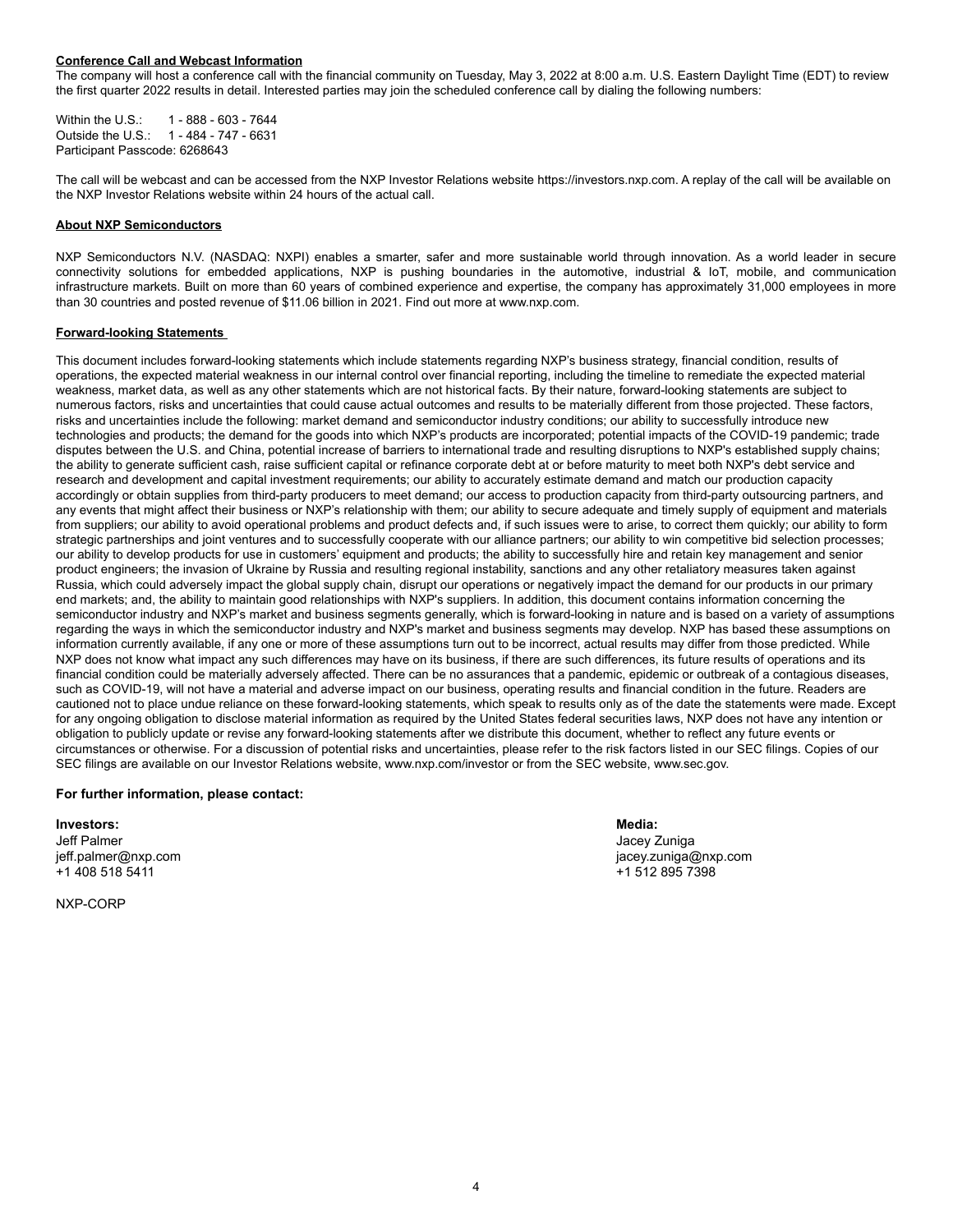**Conference Call and Webcast Information**

The company will host a conference call with the financial community on Tuesday, May 3, 2022 at 8:00 a.m. U.S. Eastern Daylight Time (EDT) to review the first quarter 2022 results in detail. Interested parties may join the scheduled conference call by dialing the following numbers:

Within the U.S.: 1 - 888 - 603 - 7644
Outside the U.S.: 1 - 484 - 747 - 6631
Participant Passcode: 6268643

The call will be webcast and can be accessed from the NXP Investor Relations website https://investors.nxp.com. A replay of the call will be available on the NXP Investor Relations website within 24 hours of the actual call.

**About NXP Semiconductors**

NXP Semiconductors N.V. (NASDAQ: NXPI) enables a smarter, safer and more sustainable world through innovation. As a world leader in secure connectivity solutions for embedded applications, NXP is pushing boundaries in the automotive, industrial & IoT, mobile, and communication infrastructure markets. Built on more than 60 years of combined experience and expertise, the company has approximately 31,000 employees in more than 30 countries and posted revenue of $11.06 billion in 2021. Find out more at www.nxp.com.

**Forward-looking Statements**

This document includes forward-looking statements which include statements regarding NXP's business strategy, financial condition, results of operations, the expected material weakness in our internal control over financial reporting, including the timeline to remediate the expected material weakness, market data, as well as any other statements which are not historical facts. By their nature, forward-looking statements are subject to numerous factors, risks and uncertainties that could cause actual outcomes and results to be materially different from those projected. These factors, risks and uncertainties include the following: market demand and semiconductor industry conditions; our ability to successfully introduce new technologies and products; the demand for the goods into which NXP's products are incorporated; potential impacts of the COVID-19 pandemic; trade disputes between the U.S. and China, potential increase of barriers to international trade and resulting disruptions to NXP's established supply chains; the ability to generate sufficient cash, raise sufficient capital or refinance corporate debt at or before maturity to meet both NXP's debt service and research and development and capital investment requirements; our ability to accurately estimate demand and match our production capacity accordingly or obtain supplies from third-party producers to meet demand; our access to production capacity from third-party outsourcing partners, and any events that might affect their business or NXP's relationship with them; our ability to secure adequate and timely supply of equipment and materials from suppliers; our ability to avoid operational problems and product defects and, if such issues were to arise, to correct them quickly; our ability to form strategic partnerships and joint ventures and to successfully cooperate with our alliance partners; our ability to win competitive bid selection processes; our ability to develop products for use in customers' equipment and products; the ability to successfully hire and retain key management and senior product engineers; the invasion of Ukraine by Russia and resulting regional instability, sanctions and any other retaliatory measures taken against Russia, which could adversely impact the global supply chain, disrupt our operations or negatively impact the demand for our products in our primary end markets; and, the ability to maintain good relationships with NXP's suppliers. In addition, this document contains information concerning the semiconductor industry and NXP's market and business segments generally, which is forward-looking in nature and is based on a variety of assumptions regarding the ways in which the semiconductor industry and NXP's market and business segments may develop. NXP has based these assumptions on information currently available, if any one or more of these assumptions turn out to be incorrect, actual results may differ from those predicted. While NXP does not know what impact any such differences may have on its business, if there are such differences, its future results of operations and its financial condition could be materially adversely affected. There can be no assurances that a pandemic, epidemic or outbreak of a contagious diseases, such as COVID-19, will not have a material and adverse impact on our business, operating results and financial condition in the future. Readers are cautioned not to place undue reliance on these forward-looking statements, which speak to results only as of the date the statements were made. Except for any ongoing obligation to disclose material information as required by the United States federal securities laws, NXP does not have any intention or obligation to publicly update or revise any forward-looking statements after we distribute this document, whether to reflect any future events or circumstances or otherwise. For a discussion of potential risks and uncertainties, please refer to the risk factors listed in our SEC filings. Copies of our SEC filings are available on our Investor Relations website, www.nxp.com/investor or from the SEC website, www.sec.gov.

**For further information, please contact:**

**Investors:**
Jeff Palmer
jeff.palmer@nxp.com
+1 408 518 5411

**Media:**
Jacey Zuniga
jacey.zuniga@nxp.com
+1 512 895 7398

NXP-CORP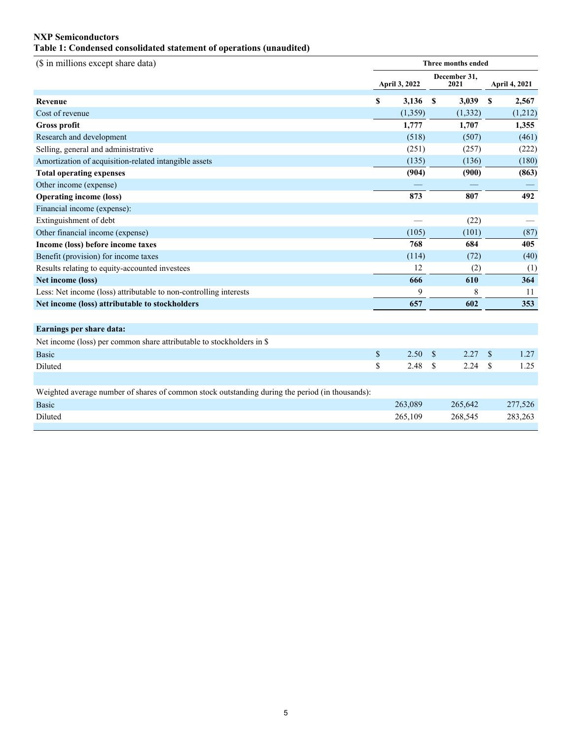**NXP Semiconductors**
**Table 1: Condensed consolidated statement of operations (unaudited)**

| ($ in millions except share data) | Three months ended | | |
|---|---|---|---|
| | April 3, 2022 | December 31, 2021 | April 4, 2021 |
| **Revenue** | **$ 3,136** | **$ 3,039** | **$ 2,567** |
| Cost of revenue | (1,359) | (1,332) | (1,212) |
| **Gross profit** | **1,777** | **1,707** | **1,355** |
| Research and development | (518) | (507) | (461) |
| Selling, general and administrative | (251) | (257) | (222) |
| Amortization of acquisition-related intangible assets | (135) | (136) | (180) |
| **Total operating expenses** | **(904)** | **(900)** | **(863)** |
| Other income (expense) | — | — | — |
| **Operating income (loss)** | **873** | **807** | **492** |
| Financial income (expense): | | | |
| Extinguishment of debt | — | (22) | — |
| Other financial income (expense) | (105) | (101) | (87) |
| **Income (loss) before income taxes** | **768** | **684** | **405** |
| Benefit (provision) for income taxes | (114) | (72) | (40) |
| Results relating to equity-accounted investees | 12 | (2) | (1) |
| **Net income (loss)** | **666** | **610** | **364** |
| Less: Net income (loss) attributable to non-controlling interests | 9 | 8 | 11 |
| **Net income (loss) attributable to stockholders** | **657** | **602** | **353** |
| | | | |
| **Earnings per share data:** | | | |
| Net income (loss) per common share attributable to stockholders in $ | | | |
| Basic | $ 2.50 | $ 2.27 | $ 1.27 |
| Diluted | $ 2.48 | $ 2.24 | $ 1.25 |
| | | | |
| Weighted average number of shares of common stock outstanding during the period (in thousands): | | | |
| Basic | 263,089 | 265,642 | 277,526 |
| Diluted | 265,109 | 268,545 | 283,263 |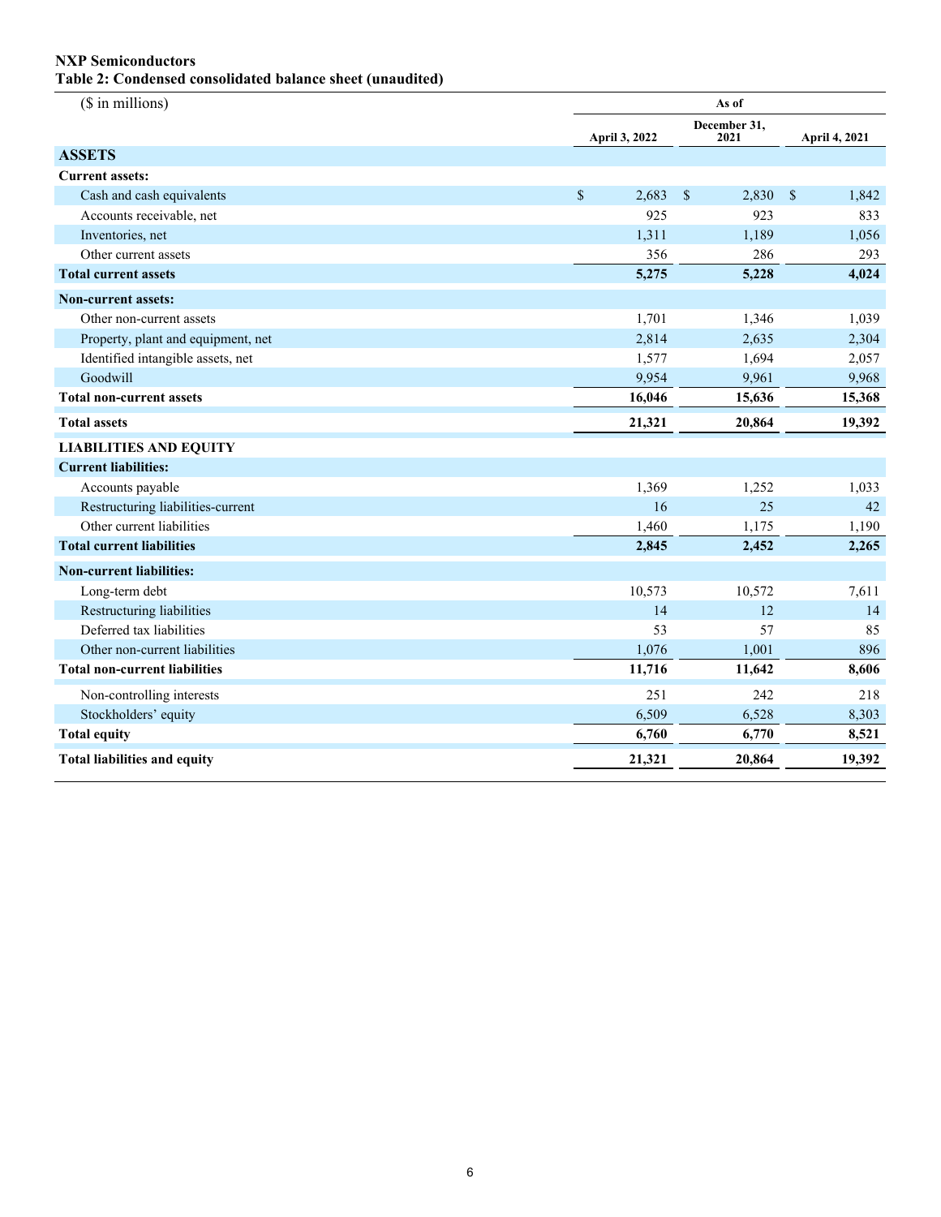**NXP Semiconductors**
**Table 2: Condensed consolidated balance sheet (unaudited)**

| ($ in millions) | As of | | |
|---|---|---|---|
| | April 3, 2022 | December 31, 2021 | April 4, 2021 |
| **ASSETS** | | | |
| **Current assets:** | | | |
| Cash and cash equivalents | $ 2,683 | $ 2,830 | $ 1,842 |
| Accounts receivable, net | 925 | 923 | 833 |
| Inventories, net | 1,311 | 1,189 | 1,056 |
| Other current assets | 356 | 286 | 293 |
| **Total current assets** | **5,275** | **5,228** | **4,024** |
| **Non-current assets:** | | | |
| Other non-current assets | 1,701 | 1,346 | 1,039 |
| Property, plant and equipment, net | 2,814 | 2,635 | 2,304 |
| Identified intangible assets, net | 1,577 | 1,694 | 2,057 |
| Goodwill | 9,954 | 9,961 | 9,968 |
| **Total non-current assets** | **16,046** | **15,636** | **15,368** |
| **Total assets** | **21,321** | **20,864** | **19,392** |
| **LIABILITIES AND EQUITY** | | | |
| **Current liabilities:** | | | |
| Accounts payable | 1,369 | 1,252 | 1,033 |
| Restructuring liabilities-current | 16 | 25 | 42 |
| Other current liabilities | 1,460 | 1,175 | 1,190 |
| **Total current liabilities** | **2,845** | **2,452** | **2,265** |
| **Non-current liabilities:** | | | |
| Long-term debt | 10,573 | 10,572 | 7,611 |
| Restructuring liabilities | 14 | 12 | 14 |
| Deferred tax liabilities | 53 | 57 | 85 |
| Other non-current liabilities | 1,076 | 1,001 | 896 |
| **Total non-current liabilities** | **11,716** | **11,642** | **8,606** |
| Non-controlling interests | 251 | 242 | 218 |
| Stockholders' equity | 6,509 | 6,528 | 8,303 |
| **Total equity** | **6,760** | **6,770** | **8,521** |
| **Total liabilities and equity** | **21,321** | **20,864** | **19,392** |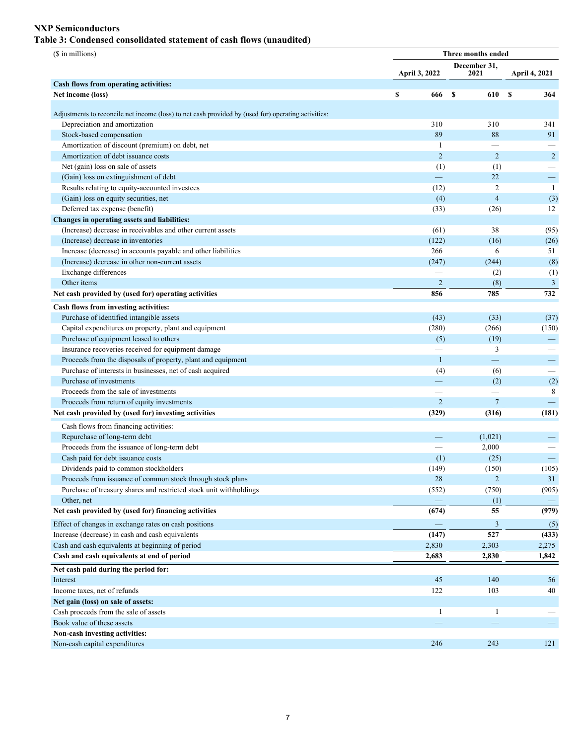# NXP Semiconductors

## Table 3: Condensed consolidated statement of cash flows (unaudited)

| ($ in millions) | Three months ended | | |
|---|---|---|---|
| | April 3, 2022 | December 31, 2021 | April 4, 2021 |
| **Cash flows from operating activities:** | | | |
| **Net income (loss)** | $ 666 | $ 610 | $ 364 |
| Adjustments to reconcile net income (loss) to net cash provided by (used for) operating activities: | | | |
| Depreciation and amortization | 310 | 310 | 341 |
| Stock-based compensation | 89 | 88 | 91 |
| Amortization of discount (premium) on debt, net | 1 | — | — |
| Amortization of debt issuance costs | 2 | 2 | 2 |
| Net (gain) loss on sale of assets | (1) | (1) | — |
| (Gain) loss on extinguishment of debt | — | 22 | — |
| Results relating to equity-accounted investees | (12) | 2 | 1 |
| (Gain) loss on equity securities, net | (4) | 4 | (3) |
| Deferred tax expense (benefit) | (33) | (26) | 12 |
| **Changes in operating assets and liabilities:** | | | |
| (Increase) decrease in receivables and other current assets | (61) | 38 | (95) |
| (Increase) decrease in inventories | (122) | (16) | (26) |
| Increase (decrease) in accounts payable and other liabilities | 266 | 6 | 51 |
| (Increase) decrease in other non-current assets | (247) | (244) | (8) |
| Exchange differences | — | (2) | (1) |
| Other items | 2 | (8) | 3 |
| **Net cash provided by (used for) operating activities** | **856** | **785** | **732** |
| **Cash flows from investing activities:** | | | |
| Purchase of identified intangible assets | (43) | (33) | (37) |
| Capital expenditures on property, plant and equipment | (280) | (266) | (150) |
| Purchase of equipment leased to others | (5) | (19) | — |
| Insurance recoveries received for equipment damage | — | 3 | — |
| Proceeds from the disposals of property, plant and equipment | 1 | — | — |
| Purchase of interests in businesses, net of cash acquired | (4) | (6) | — |
| Purchase of investments | — | (2) | (2) |
| Proceeds from the sale of investments | — | — | 8 |
| Proceeds from return of equity investments | 2 | 7 | — |
| **Net cash provided by (used for) investing activities** | **(329)** | **(316)** | **(181)** |
| Cash flows from financing activities: | | | |
| Repurchase of long-term debt | — | (1,021) | — |
| Proceeds from the issuance of long-term debt | — | 2,000 | — |
| Cash paid for debt issuance costs | (1) | (25) | — |
| Dividends paid to common stockholders | (149) | (150) | (105) |
| Proceeds from issuance of common stock through stock plans | 28 | 2 | 31 |
| Purchase of treasury shares and restricted stock unit withholdings | (552) | (750) | (905) |
| Other, net | — | (1) | — |
| **Net cash provided by (used for) financing activities** | **(674)** | **55** | **(979)** |
| Effect of changes in exchange rates on cash positions | — | 3 | (5) |
| Increase (decrease) in cash and cash equivalents | (147) | 527 | (433) |
| Cash and cash equivalents at beginning of period | 2,830 | 2,303 | 2,275 |
| **Cash and cash equivalents at end of period** | **2,683** | **2,830** | **1,842** |
| **Net cash paid during the period for:** | | | |
| Interest | 45 | 140 | 56 |
| Income taxes, net of refunds | 122 | 103 | 40 |
| **Net gain (loss) on sale of assets:** | | | |
| Cash proceeds from the sale of assets | 1 | 1 | — |
| Book value of these assets | — | — | — |
| **Non-cash investing activities:** | | | |
| Non-cash capital expenditures | 246 | 243 | 121 |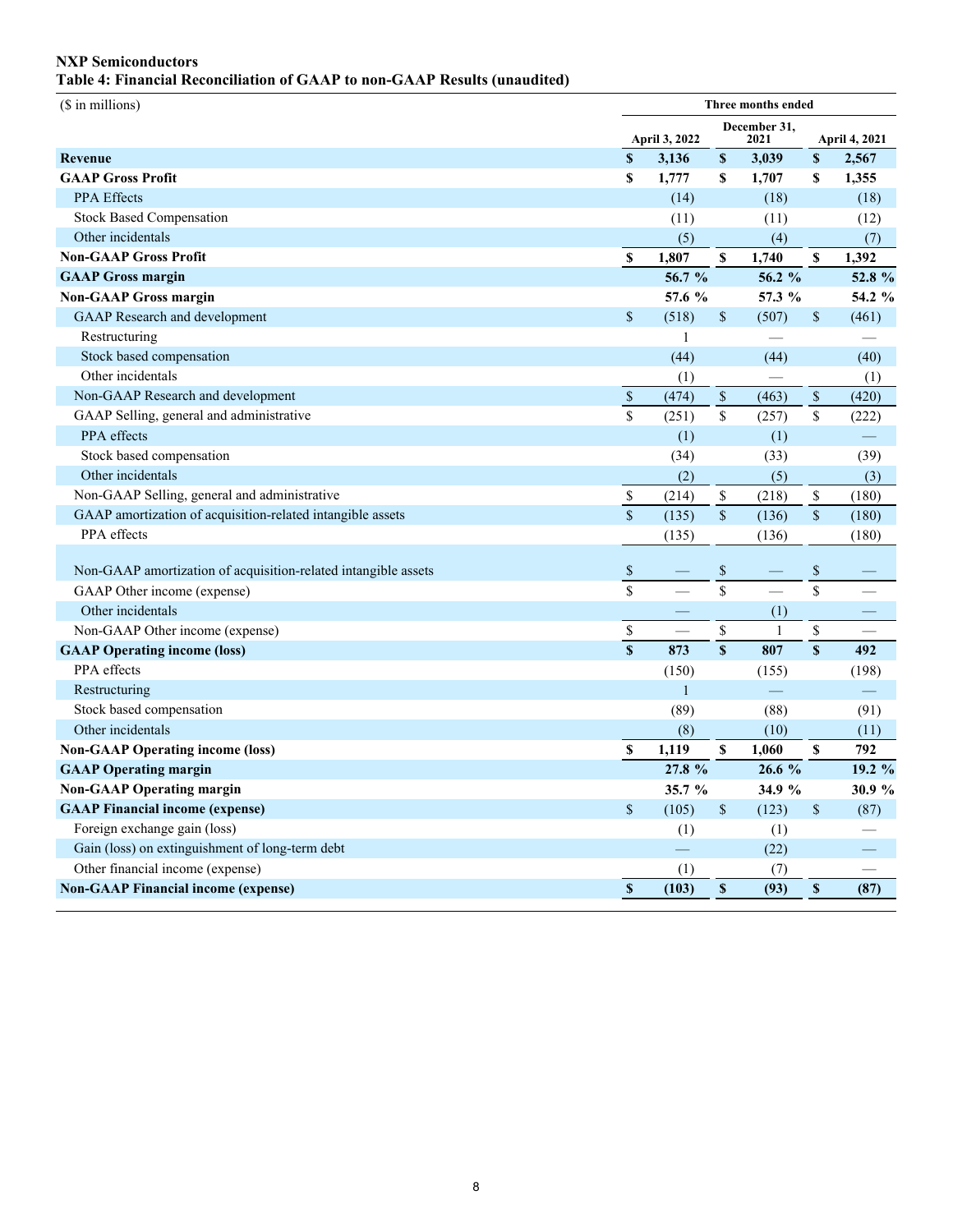**NXP Semiconductors**
**Table 4: Financial Reconciliation of GAAP to non-GAAP Results (unaudited)**

| ($ in millions) | Three months ended | | |
|---|---|---|---|
| | April 3, 2022 | December 31, 2021 | April 4, 2021 |
| **Revenue** | **$ 3,136** | **$ 3,039** | **$ 2,567** |
| **GAAP Gross Profit** | **$ 1,777** | **$ 1,707** | **$ 1,355** |
| PPA Effects | (14) | (18) | (18) |
| Stock Based Compensation | (11) | (11) | (12) |
| Other incidentals | (5) | (4) | (7) |
| **Non-GAAP Gross Profit** | **$ 1,807** | **$ 1,740** | **$ 1,392** |
| **GAAP Gross margin** | **56.7 %** | **56.2 %** | **52.8 %** |
| **Non-GAAP Gross margin** | **57.6 %** | **57.3 %** | **54.2 %** |
| GAAP Research and development | $ (518) | $ (507) | $ (461) |
| Restructuring | 1 | — | — |
| Stock based compensation | (44) | (44) | (40) |
| Other incidentals | (1) | — | (1) |
| Non-GAAP Research and development | $ (474) | $ (463) | $ (420) |
| GAAP Selling, general and administrative | $ (251) | $ (257) | $ (222) |
| PPA effects | (1) | (1) | — |
| Stock based compensation | (34) | (33) | (39) |
| Other incidentals | (2) | (5) | (3) |
| Non-GAAP Selling, general and administrative | $ (214) | $ (218) | $ (180) |
| GAAP amortization of acquisition-related intangible assets | $ (135) | $ (136) | $ (180) |
| PPA effects | (135) | (136) | (180) |
| Non-GAAP amortization of acquisition-related intangible assets | $ — | $ — | $ — |
| GAAP Other income (expense) | $ — | $ — | $ — |
| Other incidentals | — | (1) | — |
| Non-GAAP Other income (expense) | $ — | $ 1 | $ — |
| **GAAP Operating income (loss)** | **$ 873** | **$ 807** | **$ 492** |
| PPA effects | (150) | (155) | (198) |
| Restructuring | 1 | — | — |
| Stock based compensation | (89) | (88) | (91) |
| Other incidentals | (8) | (10) | (11) |
| **Non-GAAP Operating income (loss)** | **$ 1,119** | **$ 1,060** | **$ 792** |
| **GAAP Operating margin** | **27.8 %** | **26.6 %** | **19.2 %** |
| **Non-GAAP Operating margin** | **35.7 %** | **34.9 %** | **30.9 %** |
| **GAAP Financial income (expense)** | $ (105) | $ (123) | $ (87) |
| Foreign exchange gain (loss) | (1) | (1) | — |
| Gain (loss) on extinguishment of long-term debt | — | (22) | — |
| Other financial income (expense) | (1) | (7) | — |
| **Non-GAAP Financial income (expense)** | **$ (103)** | **$ (93)** | **$ (87)** |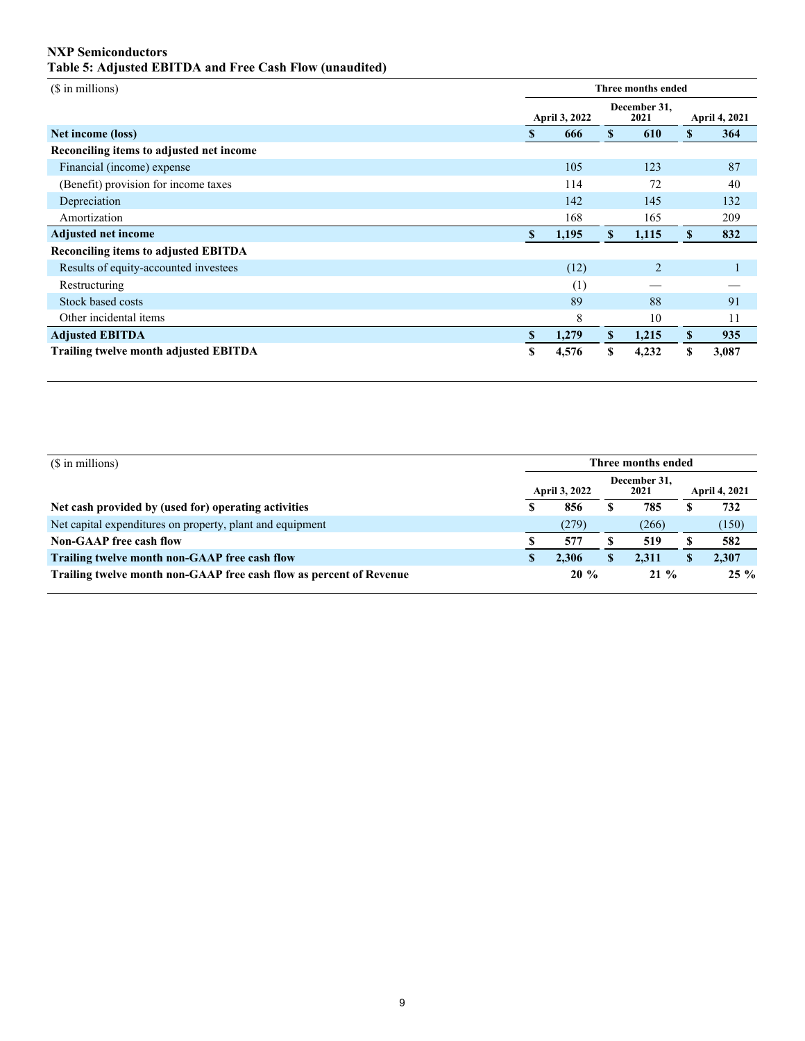**NXP Semiconductors**
**Table 5: Adjusted EBITDA and Free Cash Flow (unaudited)**

| ($ in millions) | Three months ended | | |
|---|---|---|---|
| | April 3, 2022 | December 31, 2021 | April 4, 2021 |
| **Net income (loss)** | **$ 666** | **$ 610** | **$ 364** |
| **Reconciling items to adjusted net income** | | | |
| Financial (income) expense | 105 | 123 | 87 |
| (Benefit) provision for income taxes | 114 | 72 | 40 |
| Depreciation | 142 | 145 | 132 |
| Amortization | 168 | 165 | 209 |
| **Adjusted net income** | **$ 1,195** | **$ 1,115** | **$ 832** |
| **Reconciling items to adjusted EBITDA** | | | |
| Results of equity-accounted investees | (12) | 2 | 1 |
| Restructuring | (1) | — | — |
| Stock based costs | 89 | 88 | 91 |
| Other incidental items | 8 | 10 | 11 |
| **Adjusted EBITDA** | **$ 1,279** | **$ 1,215** | **$ 935** |
| **Trailing twelve month adjusted EBITDA** | **$ 4,576** | **$ 4,232** | **$ 3,087** |

| ($ in millions) | Three months ended | | |
|---|---|---|---|
| | April 3, 2022 | December 31, 2021 | April 4, 2021 |
| **Net cash provided by (used for) operating activities** | **$ 856** | **$ 785** | **$ 732** |
| Net capital expenditures on property, plant and equipment | (279) | (266) | (150) |
| **Non-GAAP free cash flow** | **$ 577** | **$ 519** | **$ 582** |
| **Trailing twelve month non-GAAP free cash flow** | **$ 2,306** | **$ 2,311** | **$ 2,307** |
| **Trailing twelve month non-GAAP free cash flow as percent of Revenue** | **20 %** | **21 %** | **25 %** |